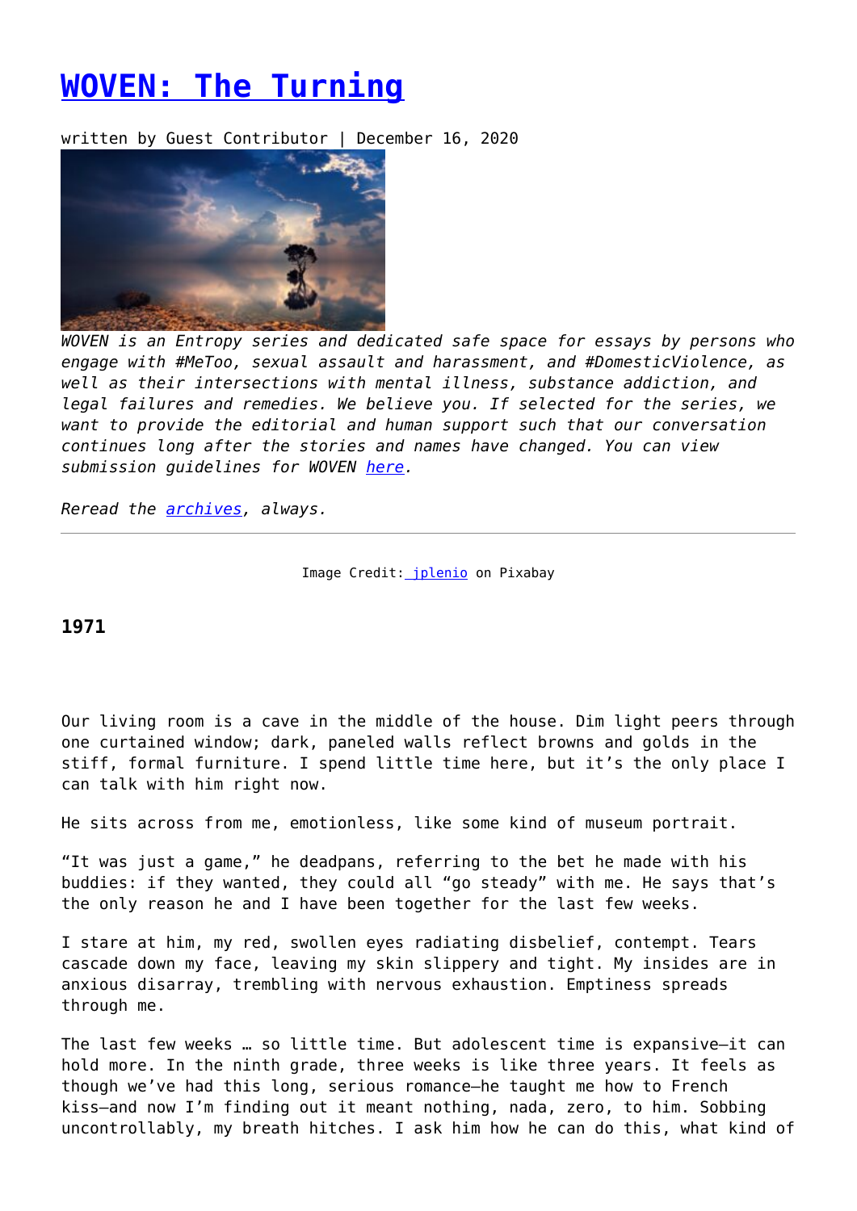# WOVEN: The Turning

written by Guest Contributor | December 16, 2020

*WOVEN is an Entropy series and dedicated safe space for essays by persons who engage with #MeToo, sexual assault and harassment, and #DomesticViolence, as well as their intersections with mental illness, substance addiction, and legal failures and remedies. We believe you. If selected for the series, we want to provide the editorial and human support such that our conversation continues long after the stories and names have changed. You can view submission guidelines for WOVEN here.*

*Reread the archives, always.*

---

Image Credit: jplenio on Pixabay

**1971**

Our living room is a cave in the middle of the house. Dim light peers through one curtained window; dark, paneled walls reflect browns and golds in the stiff, formal furniture. I spend little time here, but it's the only place I can talk with him right now.

He sits across from me, emotionless, like some kind of museum portrait.

"It was just a game," he deadpans, referring to the bet he made with his buddies: if they wanted, they could all "go steady" with me. He says that's the only reason he and I have been together for the last few weeks.

I stare at him, my red, swollen eyes radiating disbelief, contempt. Tears cascade down my face, leaving my skin slippery and tight. My insides are in anxious disarray, trembling with nervous exhaustion. Emptiness spreads through me.

The last few weeks … so little time. But adolescent time is expansive—it can hold more. In the ninth grade, three weeks is like three years. It feels as though we've had this long, serious romance—he taught me how to French kiss—and now I'm finding out it meant nothing, nada, zero, to him. Sobbing uncontrollably, my breath hitches. I ask him how he can do this, what kind of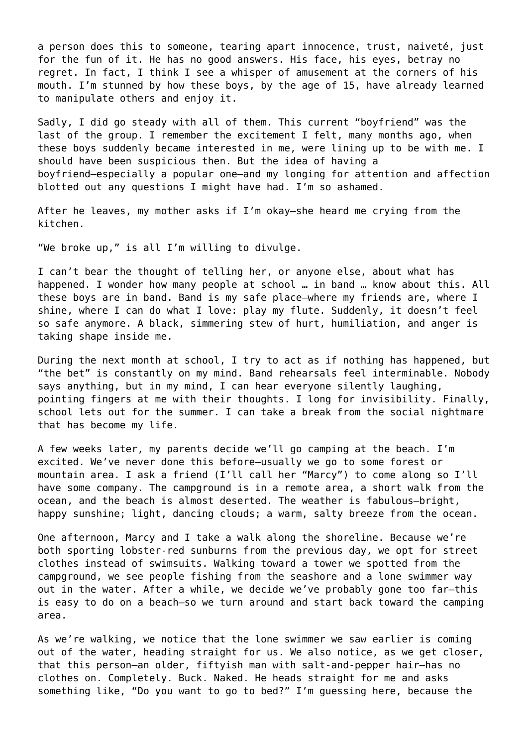a person does this to someone, tearing apart innocence, trust, naiveté, just for the fun of it. He has no good answers. His face, his eyes, betray no regret. In fact, I think I see a whisper of amusement at the corners of his mouth. I'm stunned by how these boys, by the age of 15, have already learned to manipulate others and enjoy it.

Sadly, I did go steady with all of them. This current "boyfriend" was the last of the group. I remember the excitement I felt, many months ago, when these boys suddenly became interested in me, were lining up to be with me. I should have been suspicious then. But the idea of having a boyfriend—especially a popular one—and my longing for attention and affection blotted out any questions I might have had. I'm so ashamed.

After he leaves, my mother asks if I'm okay—she heard me crying from the kitchen.

"We broke up," is all I'm willing to divulge.

I can't bear the thought of telling her, or anyone else, about what has happened. I wonder how many people at school … in band … know about this. All these boys are in band. Band is my safe place—where my friends are, where I shine, where I can do what I love: play my flute. Suddenly, it doesn't feel so safe anymore. A black, simmering stew of hurt, humiliation, and anger is taking shape inside me.

During the next month at school, I try to act as if nothing has happened, but "the bet" is constantly on my mind. Band rehearsals feel interminable. Nobody says anything, but in my mind, I can hear everyone silently laughing, pointing fingers at me with their thoughts. I long for invisibility. Finally, school lets out for the summer. I can take a break from the social nightmare that has become my life.

A few weeks later, my parents decide we'll go camping at the beach. I'm excited. We've never done this before—usually we go to some forest or mountain area. I ask a friend (I'll call her "Marcy") to come along so I'll have some company. The campground is in a remote area, a short walk from the ocean, and the beach is almost deserted. The weather is fabulous—bright, happy sunshine; light, dancing clouds; a warm, salty breeze from the ocean.

One afternoon, Marcy and I take a walk along the shoreline. Because we're both sporting lobster-red sunburns from the previous day, we opt for street clothes instead of swimsuits. Walking toward a tower we spotted from the campground, we see people fishing from the seashore and a lone swimmer way out in the water. After a while, we decide we've probably gone too far—this is easy to do on a beach—so we turn around and start back toward the camping area.

As we're walking, we notice that the lone swimmer we saw earlier is coming out of the water, heading straight for us. We also notice, as we get closer, that this person—an older, fiftyish man with salt-and-pepper hair—has no clothes on. Completely. Buck. Naked. He heads straight for me and asks something like, "Do you want to go to bed?" I'm guessing here, because the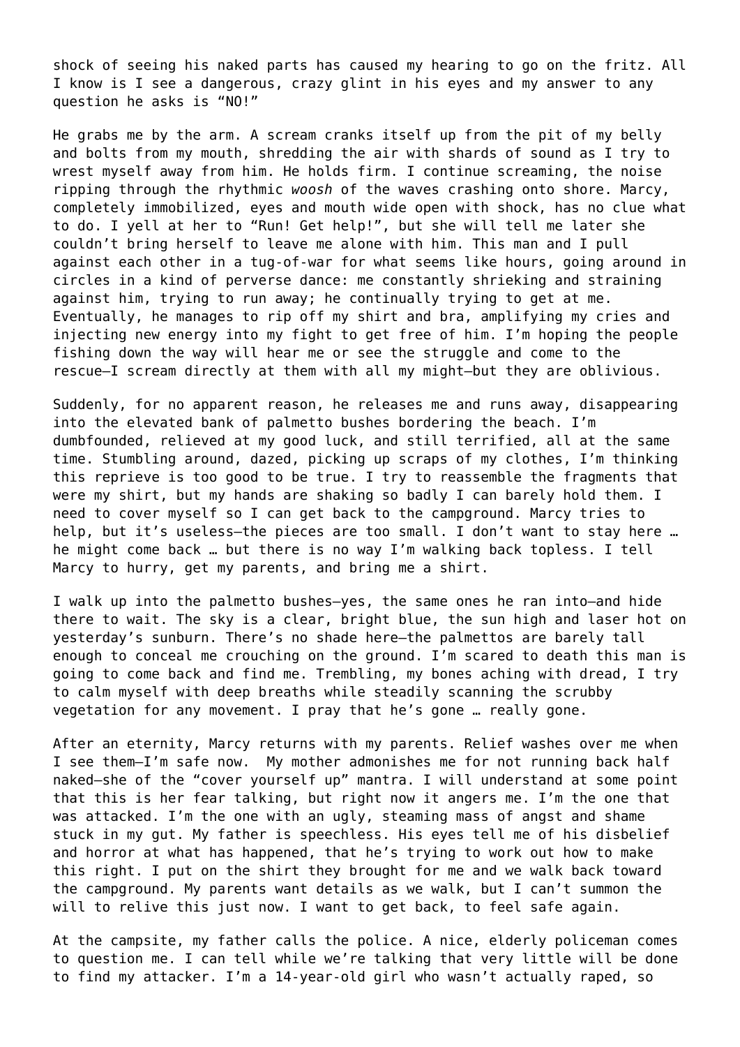shock of seeing his naked parts has caused my hearing to go on the fritz. All I know is I see a dangerous, crazy glint in his eyes and my answer to any question he asks is “NO!”

He grabs me by the arm. A scream cranks itself up from the pit of my belly and bolts from my mouth, shredding the air with shards of sound as I try to wrest myself away from him. He holds firm. I continue screaming, the noise ripping through the rhythmic *woosh* of the waves crashing onto shore. Marcy, completely immobilized, eyes and mouth wide open with shock, has no clue what to do. I yell at her to “Run! Get help!”, but she will tell me later she couldn’t bring herself to leave me alone with him. This man and I pull against each other in a tug-of-war for what seems like hours, going around in circles in a kind of perverse dance: me constantly shrieking and straining against him, trying to run away; he continually trying to get at me. Eventually, he manages to rip off my shirt and bra, amplifying my cries and injecting new energy into my fight to get free of him. I’m hoping the people fishing down the way will hear me or see the struggle and come to the rescue—I scream directly at them with all my might—but they are oblivious.

Suddenly, for no apparent reason, he releases me and runs away, disappearing into the elevated bank of palmetto bushes bordering the beach. I’m dumbfounded, relieved at my good luck, and still terrified, all at the same time. Stumbling around, dazed, picking up scraps of my clothes, I’m thinking this reprieve is too good to be true. I try to reassemble the fragments that were my shirt, but my hands are shaking so badly I can barely hold them. I need to cover myself so I can get back to the campground. Marcy tries to help, but it’s useless—the pieces are too small. I don’t want to stay here … he might come back … but there is no way I’m walking back topless. I tell Marcy to hurry, get my parents, and bring me a shirt.

I walk up into the palmetto bushes—yes, the same ones he ran into—and hide there to wait. The sky is a clear, bright blue, the sun high and laser hot on yesterday’s sunburn. There’s no shade here—the palmettos are barely tall enough to conceal me crouching on the ground. I’m scared to death this man is going to come back and find me. Trembling, my bones aching with dread, I try to calm myself with deep breaths while steadily scanning the scrubby vegetation for any movement. I pray that he’s gone … really gone.

After an eternity, Marcy returns with my parents. Relief washes over me when I see them—I’m safe now. My mother admonishes me for not running back half naked—she of the “cover yourself up” mantra. I will understand at some point that this is her fear talking, but right now it angers me. I’m the one that was attacked. I’m the one with an ugly, steaming mass of angst and shame stuck in my gut. My father is speechless. His eyes tell me of his disbelief and horror at what has happened, that he’s trying to work out how to make this right. I put on the shirt they brought for me and we walk back toward the campground. My parents want details as we walk, but I can’t summon the will to relive this just now. I want to get back, to feel safe again.

At the campsite, my father calls the police. A nice, elderly policeman comes to question me. I can tell while we’re talking that very little will be done to find my attacker. I’m a 14-year-old girl who wasn’t actually raped, so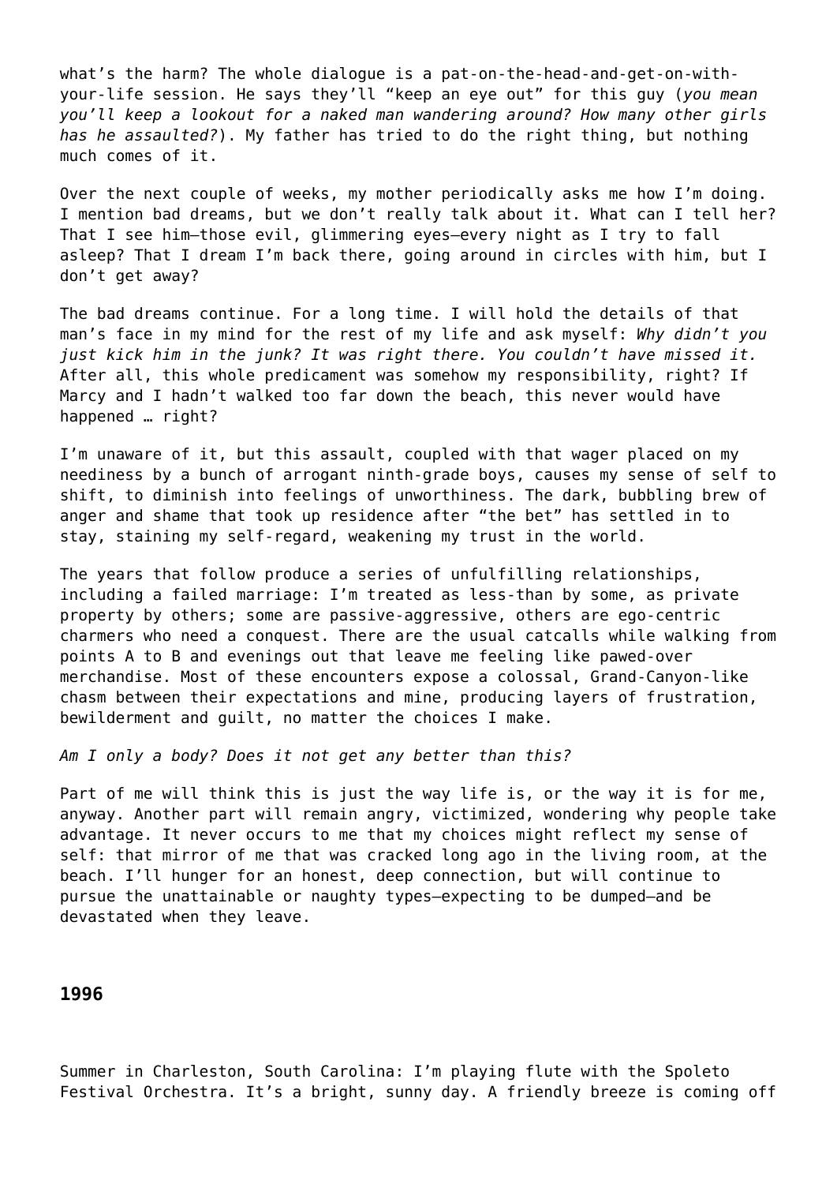what's the harm? The whole dialogue is a pat-on-the-head-and-get-on-with-your-life session. He says they'll "keep an eye out" for this guy (*you mean you'll keep a lookout for a naked man wandering around? How many other girls has he assaulted?*). My father has tried to do the right thing, but nothing much comes of it.

Over the next couple of weeks, my mother periodically asks me how I'm doing. I mention bad dreams, but we don't really talk about it. What can I tell her? That I see him—those evil, glimmering eyes—every night as I try to fall asleep? That I dream I'm back there, going around in circles with him, but I don't get away?

The bad dreams continue. For a long time. I will hold the details of that man's face in my mind for the rest of my life and ask myself: *Why didn't you just kick him in the junk? It was right there. You couldn't have missed it.* After all, this whole predicament was somehow my responsibility, right? If Marcy and I hadn't walked too far down the beach, this never would have happened … right?

I'm unaware of it, but this assault, coupled with that wager placed on my neediness by a bunch of arrogant ninth-grade boys, causes my sense of self to shift, to diminish into feelings of unworthiness. The dark, bubbling brew of anger and shame that took up residence after "the bet" has settled in to stay, staining my self-regard, weakening my trust in the world.

The years that follow produce a series of unfulfilling relationships, including a failed marriage: I'm treated as less-than by some, as private property by others; some are passive-aggressive, others are ego-centric charmers who need a conquest. There are the usual catcalls while walking from points A to B and evenings out that leave me feeling like pawed-over merchandise. Most of these encounters expose a colossal, Grand-Canyon-like chasm between their expectations and mine, producing layers of frustration, bewilderment and guilt, no matter the choices I make.

*Am I only a body? Does it not get any better than this?*

Part of me will think this is just the way life is, or the way it is for me, anyway. Another part will remain angry, victimized, wondering why people take advantage. It never occurs to me that my choices might reflect my sense of self: that mirror of me that was cracked long ago in the living room, at the beach. I'll hunger for an honest, deep connection, but will continue to pursue the unattainable or naughty types—expecting to be dumped—and be devastated when they leave.

**1996**

Summer in Charleston, South Carolina: I'm playing flute with the Spoleto Festival Orchestra. It's a bright, sunny day. A friendly breeze is coming off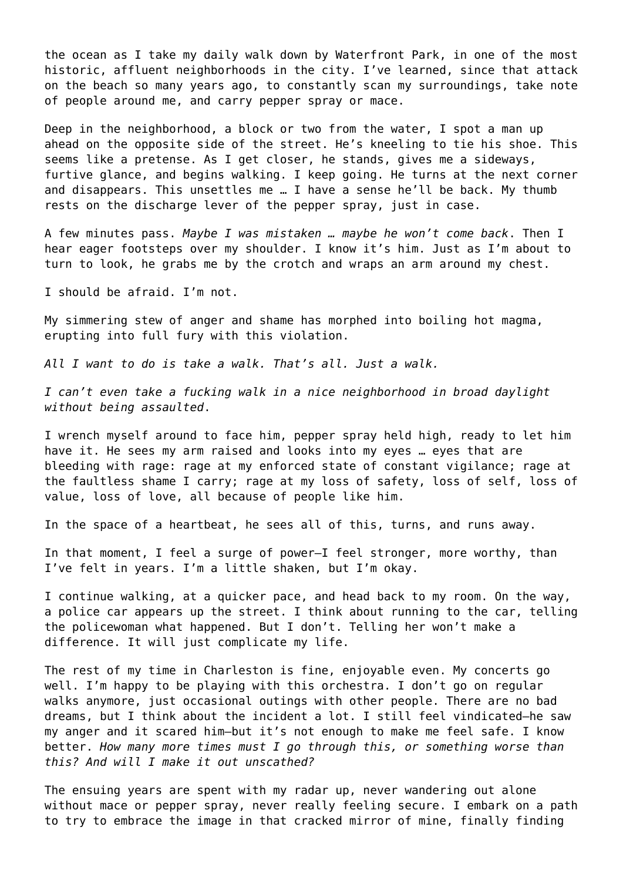the ocean as I take my daily walk down by Waterfront Park, in one of the most historic, affluent neighborhoods in the city. I've learned, since that attack on the beach so many years ago, to constantly scan my surroundings, take note of people around me, and carry pepper spray or mace.

Deep in the neighborhood, a block or two from the water, I spot a man up ahead on the opposite side of the street. He's kneeling to tie his shoe. This seems like a pretense. As I get closer, he stands, gives me a sideways, furtive glance, and begins walking. I keep going. He turns at the next corner and disappears. This unsettles me … I have a sense he'll be back. My thumb rests on the discharge lever of the pepper spray, just in case.

A few minutes pass. *Maybe I was mistaken … maybe he won't come back*. Then I hear eager footsteps over my shoulder. I know it's him. Just as I'm about to turn to look, he grabs me by the crotch and wraps an arm around my chest.

I should be afraid. I'm not.

My simmering stew of anger and shame has morphed into boiling hot magma, erupting into full fury with this violation.

*All I want to do is take a walk. That's all. Just a walk.*

*I can't even take a fucking walk in a nice neighborhood in broad daylight without being assaulted.*

I wrench myself around to face him, pepper spray held high, ready to let him have it. He sees my arm raised and looks into my eyes … eyes that are bleeding with rage: rage at my enforced state of constant vigilance; rage at the faultless shame I carry; rage at my loss of safety, loss of self, loss of value, loss of love, all because of people like him.

In the space of a heartbeat, he sees all of this, turns, and runs away.

In that moment, I feel a surge of power—I feel stronger, more worthy, than I've felt in years. I'm a little shaken, but I'm okay.

I continue walking, at a quicker pace, and head back to my room. On the way, a police car appears up the street. I think about running to the car, telling the policewoman what happened. But I don't. Telling her won't make a difference. It will just complicate my life.

The rest of my time in Charleston is fine, enjoyable even. My concerts go well. I'm happy to be playing with this orchestra. I don't go on regular walks anymore, just occasional outings with other people. There are no bad dreams, but I think about the incident a lot. I still feel vindicated—he saw my anger and it scared him—but it's not enough to make me feel safe. I know better. *How many more times must I go through this, or something worse than this? And will I make it out unscathed?*

The ensuing years are spent with my radar up, never wandering out alone without mace or pepper spray, never really feeling secure. I embark on a path to try to embrace the image in that cracked mirror of mine, finally finding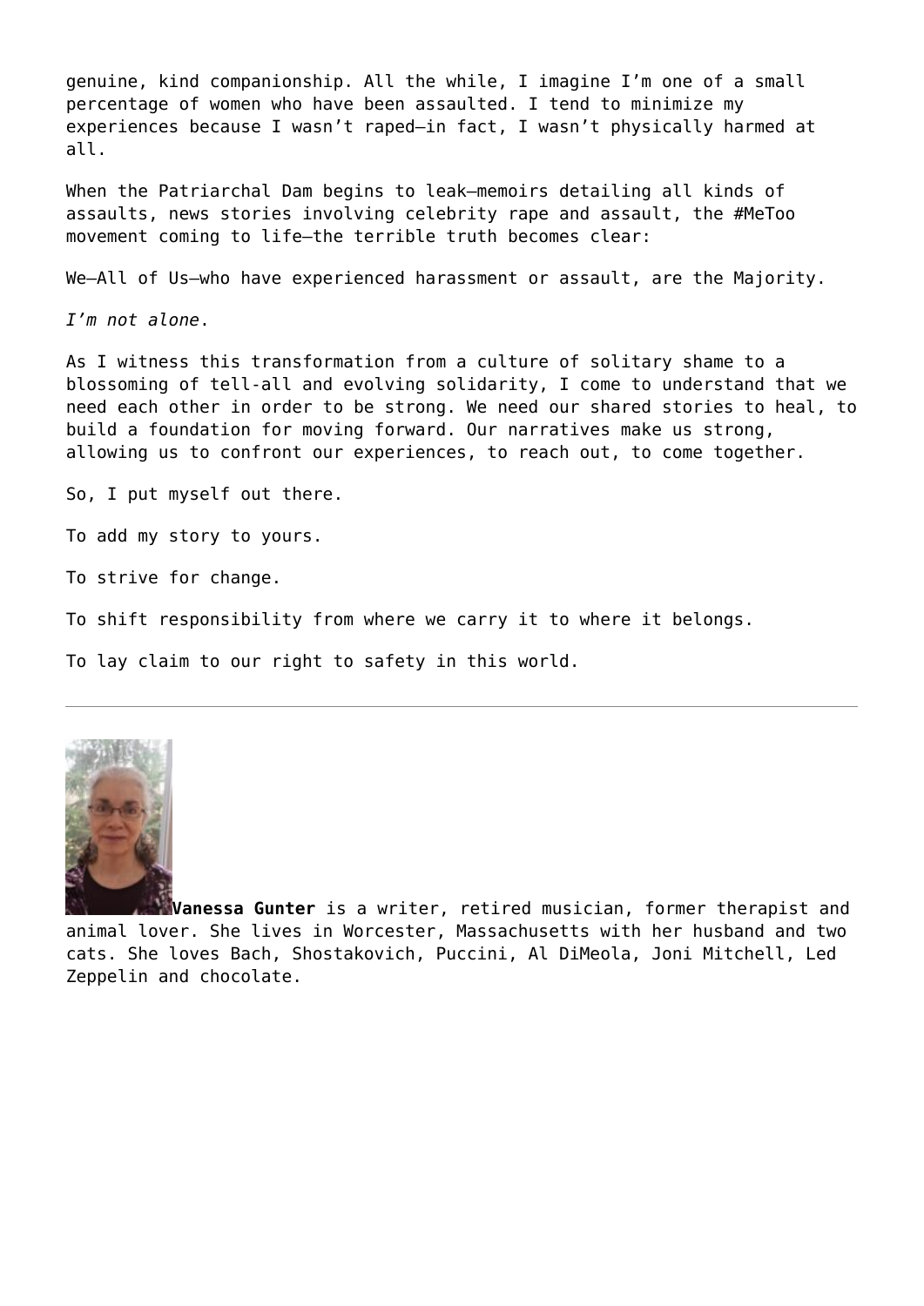genuine, kind companionship. All the while, I imagine I'm one of a small percentage of women who have been assaulted. I tend to minimize my experiences because I wasn't raped—in fact, I wasn't physically harmed at all.

When the Patriarchal Dam begins to leak—memoirs detailing all kinds of assaults, news stories involving celebrity rape and assault, the #MeToo movement coming to life—the terrible truth becomes clear:

We—All of Us—who have experienced harassment or assault, are the Majority.

*I'm not alone*.

As I witness this transformation from a culture of solitary shame to a blossoming of tell-all and evolving solidarity, I come to understand that we need each other in order to be strong. We need our shared stories to heal, to build a foundation for moving forward. Our narratives make us strong, allowing us to confront our experiences, to reach out, to come together.

So, I put myself out there.

To add my story to yours.

To strive for change.

To shift responsibility from where we carry it to where it belongs.

To lay claim to our right to safety in this world.

---

**Vanessa Gunter** is a writer, retired musician, former therapist and animal lover. She lives in Worcester, Massachusetts with her husband and two cats. She loves Bach, Shostakovich, Puccini, Al DiMeola, Joni Mitchell, Led Zeppelin and chocolate.